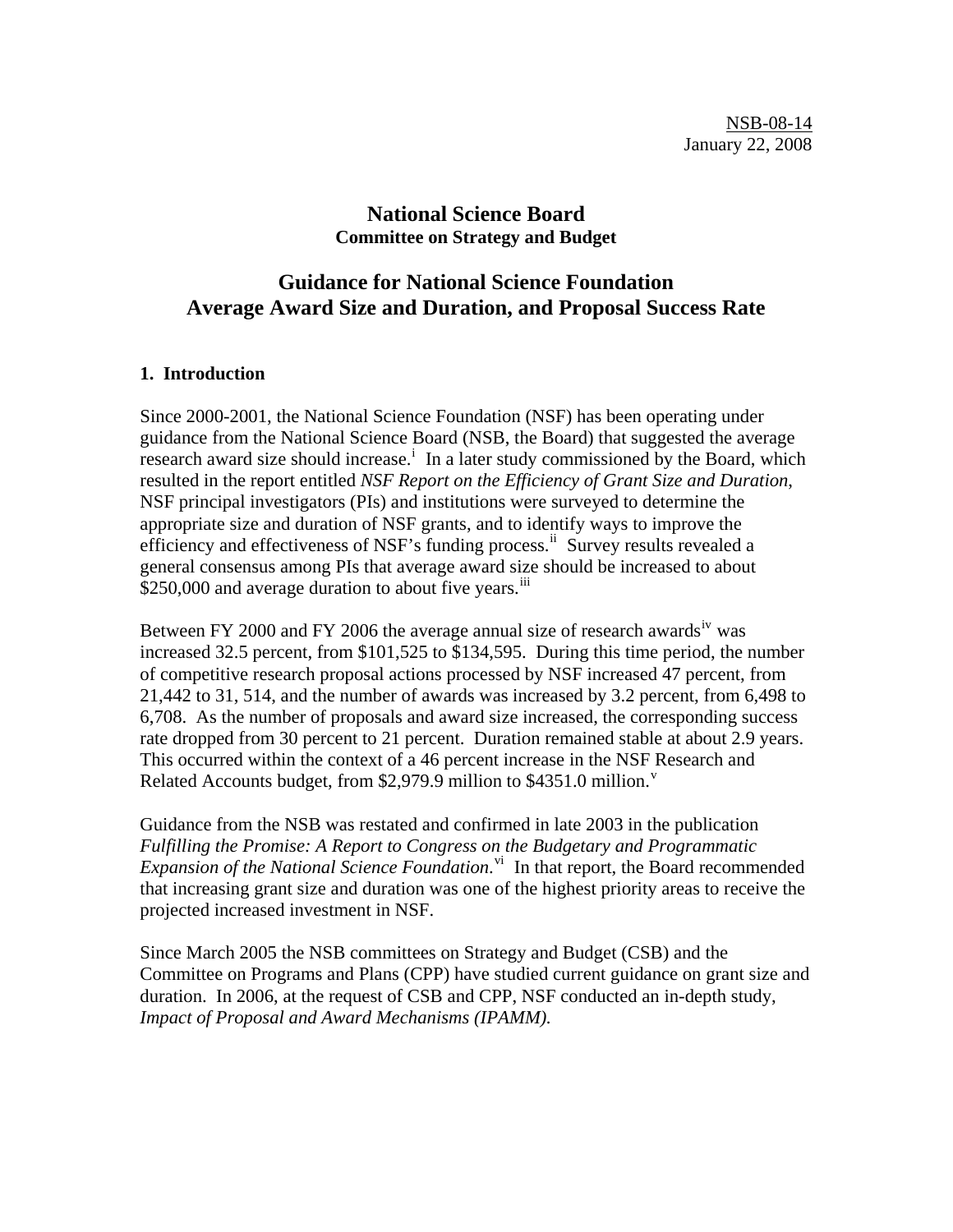NSB-08-14
January 22, 2008

# National Science Board
**Committee on Strategy and Budget**

## Guidance for National Science Foundation Average Award Size and Duration, and Proposal Success Rate

### 1. Introduction

Since 2000-2001, the National Science Foundation (NSF) has been operating under guidance from the National Science Board (NSB, the Board) that suggested the average research award size should increase.[i] In a later study commissioned by the Board, which resulted in the report entitled *NSF Report on the Efficiency of Grant Size and Duration*, NSF principal investigators (PIs) and institutions were surveyed to determine the appropriate size and duration of NSF grants, and to identify ways to improve the efficiency and effectiveness of NSF's funding process.[ii] Survey results revealed a general consensus among PIs that average award size should be increased to about $250,000 and average duration to about five years.[iii]

Between FY 2000 and FY 2006 the average annual size of research awards[iv] was increased 32.5 percent, from $101,525 to $134,595. During this time period, the number of competitive research proposal actions processed by NSF increased 47 percent, from 21,442 to 31, 514, and the number of awards was increased by 3.2 percent, from 6,498 to 6,708. As the number of proposals and award size increased, the corresponding success rate dropped from 30 percent to 21 percent. Duration remained stable at about 2.9 years. This occurred within the context of a 46 percent increase in the NSF Research and Related Accounts budget, from $2,979.9 million to $4351.0 million.[v]

Guidance from the NSB was restated and confirmed in late 2003 in the publication *Fulfilling the Promise: A Report to Congress on the Budgetary and Programmatic Expansion of the National Science Foundation*.[vi] In that report, the Board recommended that increasing grant size and duration was one of the highest priority areas to receive the projected increased investment in NSF.

Since March 2005 the NSB committees on Strategy and Budget (CSB) and the Committee on Programs and Plans (CPP) have studied current guidance on grant size and duration. In 2006, at the request of CSB and CPP, NSF conducted an in-depth study, *Impact of Proposal and Award Mechanisms (IPAMM).*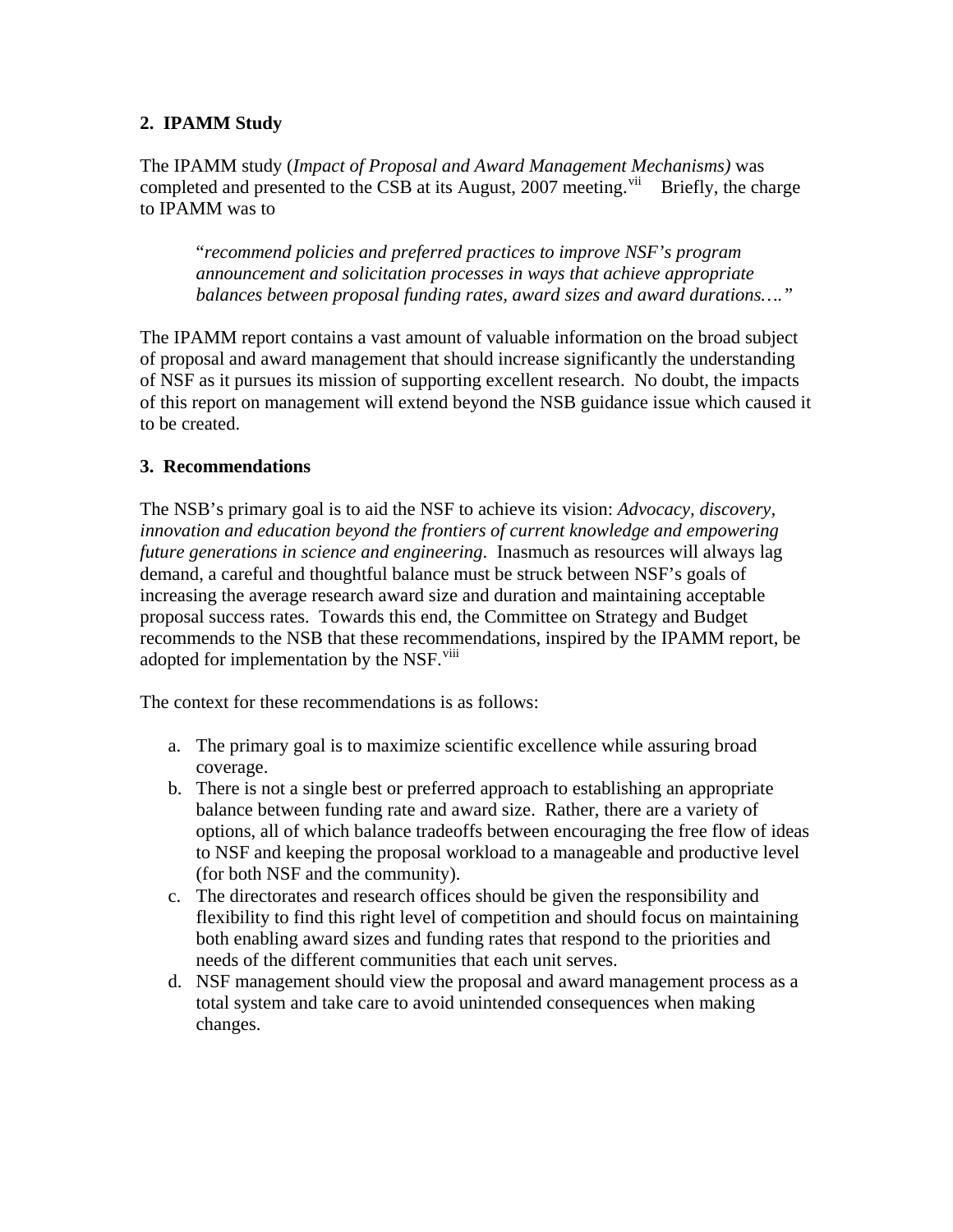## 2. IPAMM Study

The IPAMM study (*Impact of Proposal and Award Management Mechanisms)* was completed and presented to the CSB at its August, 2007 meeting.[vii] Briefly, the charge to IPAMM was to

> "*recommend policies and preferred practices to improve NSF's program announcement and solicitation processes in ways that achieve appropriate balances between proposal funding rates, award sizes and award durations…."*

The IPAMM report contains a vast amount of valuable information on the broad subject of proposal and award management that should increase significantly the understanding of NSF as it pursues its mission of supporting excellent research. No doubt, the impacts of this report on management will extend beyond the NSB guidance issue which caused it to be created.

## 3. Recommendations

The NSB's primary goal is to aid the NSF to achieve its vision: *Advocacy, discovery, innovation and education beyond the frontiers of current knowledge and empowering future generations in science and engineering*. Inasmuch as resources will always lag demand, a careful and thoughtful balance must be struck between NSF's goals of increasing the average research award size and duration and maintaining acceptable proposal success rates. Towards this end, the Committee on Strategy and Budget recommends to the NSB that these recommendations, inspired by the IPAMM report, be adopted for implementation by the NSF.[viii]

The context for these recommendations is as follows:

a. The primary goal is to maximize scientific excellence while assuring broad coverage.
b. There is not a single best or preferred approach to establishing an appropriate balance between funding rate and award size. Rather, there are a variety of options, all of which balance tradeoffs between encouraging the free flow of ideas to NSF and keeping the proposal workload to a manageable and productive level (for both NSF and the community).
c. The directorates and research offices should be given the responsibility and flexibility to find this right level of competition and should focus on maintaining both enabling award sizes and funding rates that respond to the priorities and needs of the different communities that each unit serves.
d. NSF management should view the proposal and award management process as a total system and take care to avoid unintended consequences when making changes.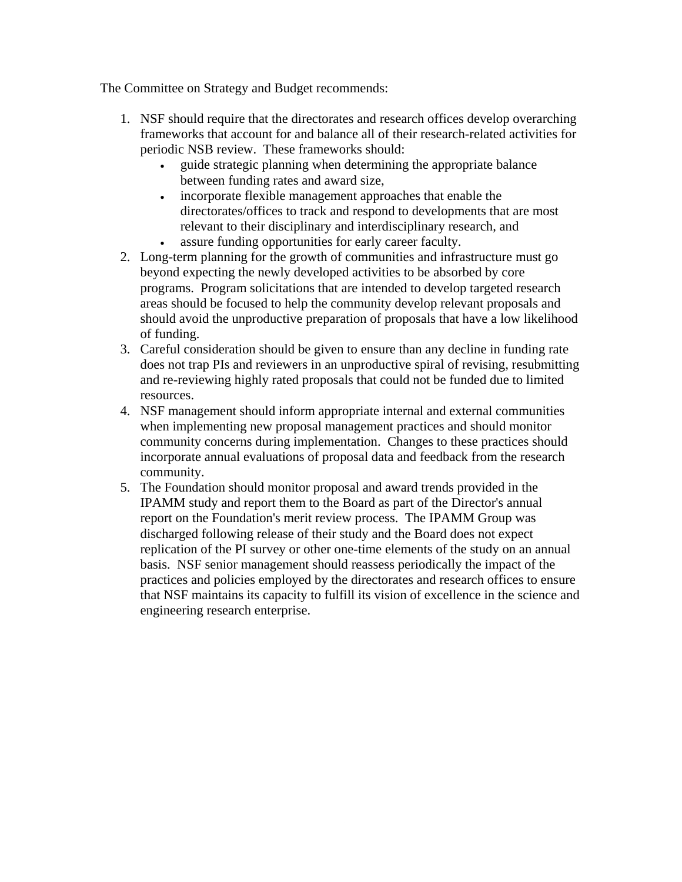The Committee on Strategy and Budget recommends:

1. NSF should require that the directorates and research offices develop overarching frameworks that account for and balance all of their research-related activities for periodic NSB review. These frameworks should:
   - guide strategic planning when determining the appropriate balance between funding rates and award size,
   - incorporate flexible management approaches that enable the directorates/offices to track and respond to developments that are most relevant to their disciplinary and interdisciplinary research, and
   - assure funding opportunities for early career faculty.
2. Long-term planning for the growth of communities and infrastructure must go beyond expecting the newly developed activities to be absorbed by core programs. Program solicitations that are intended to develop targeted research areas should be focused to help the community develop relevant proposals and should avoid the unproductive preparation of proposals that have a low likelihood of funding.
3. Careful consideration should be given to ensure than any decline in funding rate does not trap PIs and reviewers in an unproductive spiral of revising, resubmitting and re-reviewing highly rated proposals that could not be funded due to limited resources.
4. NSF management should inform appropriate internal and external communities when implementing new proposal management practices and should monitor community concerns during implementation. Changes to these practices should incorporate annual evaluations of proposal data and feedback from the research community.
5. The Foundation should monitor proposal and award trends provided in the IPAMM study and report them to the Board as part of the Director's annual report on the Foundation's merit review process. The IPAMM Group was discharged following release of their study and the Board does not expect replication of the PI survey or other one-time elements of the study on an annual basis. NSF senior management should reassess periodically the impact of the practices and policies employed by the directorates and research offices to ensure that NSF maintains its capacity to fulfill its vision of excellence in the science and engineering research enterprise.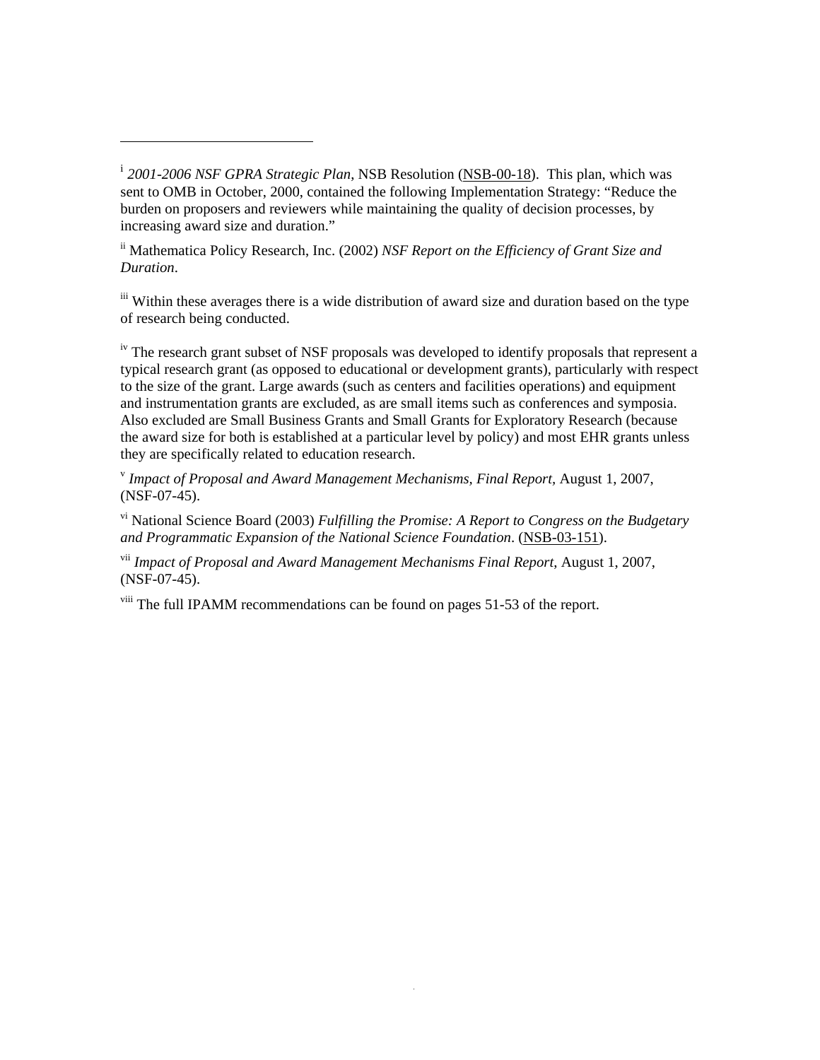[i] *2001-2006 NSF GPRA Strategic Plan*, NSB Resolution (NSB-00-18). This plan, which was sent to OMB in October, 2000, contained the following Implementation Strategy: "Reduce the burden on proposers and reviewers while maintaining the quality of decision processes, by increasing award size and duration."

[ii] Mathematica Policy Research, Inc. (2002) *NSF Report on the Efficiency of Grant Size and Duration*.

[iii] Within these averages there is a wide distribution of award size and duration based on the type of research being conducted.

[iv] The research grant subset of NSF proposals was developed to identify proposals that represent a typical research grant (as opposed to educational or development grants), particularly with respect to the size of the grant. Large awards (such as centers and facilities operations) and equipment and instrumentation grants are excluded, as are small items such as conferences and symposia. Also excluded are Small Business Grants and Small Grants for Exploratory Research (because the award size for both is established at a particular level by policy) and most EHR grants unless they are specifically related to education research.

[v] *Impact of Proposal and Award Management Mechanisms, Final Report,* August 1, 2007, (NSF-07-45).

[vi] National Science Board (2003) *Fulfilling the Promise: A Report to Congress on the Budgetary and Programmatic Expansion of the National Science Foundation*. (NSB-03-151).

[vii] *Impact of Proposal and Award Management Mechanisms Final Report,* August 1, 2007, (NSF-07-45).

[viii] The full IPAMM recommendations can be found on pages 51-53 of the report.